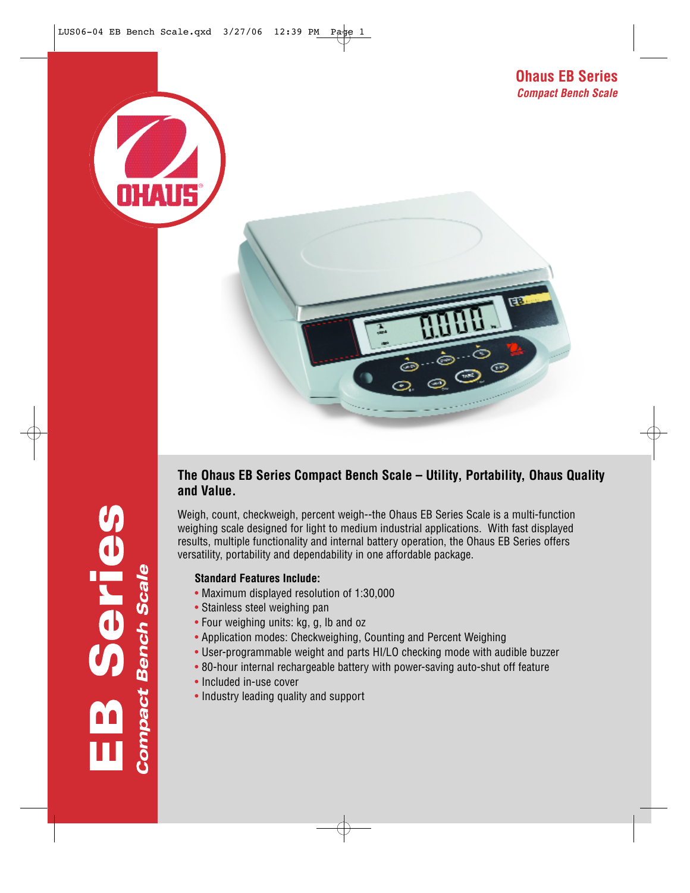# Ohaus EB Series

*Compact Bench Scale*

## The Ohaus EB Series Compact Bench Scale – Utility, Portability, Ohaus Quality and Value.

Weigh, count, checkweigh, percent weigh--the Ohaus EB Series Scale is a multi-function weighing scale designed for light to medium industrial applications. With fast displayed results, multiple functionality and internal battery operation, the Ohaus EB Series offers versatility, portability and dependability in one affordable package.

**Standard Features Include:**

- Maximum displayed resolution of 1:30,000
- Stainless steel weighing pan
- Four weighing units: kg, g, lb and oz
- Application modes: Checkweighing, Counting and Percent Weighing
- User-programmable weight and parts HI/LO checking mode with audible buzzer
- 80-hour internal rechargeable battery with power-saving auto-shut off feature
- Included in-use cover
- Industry leading quality and support

**EB Series** *Compact Bench Scale*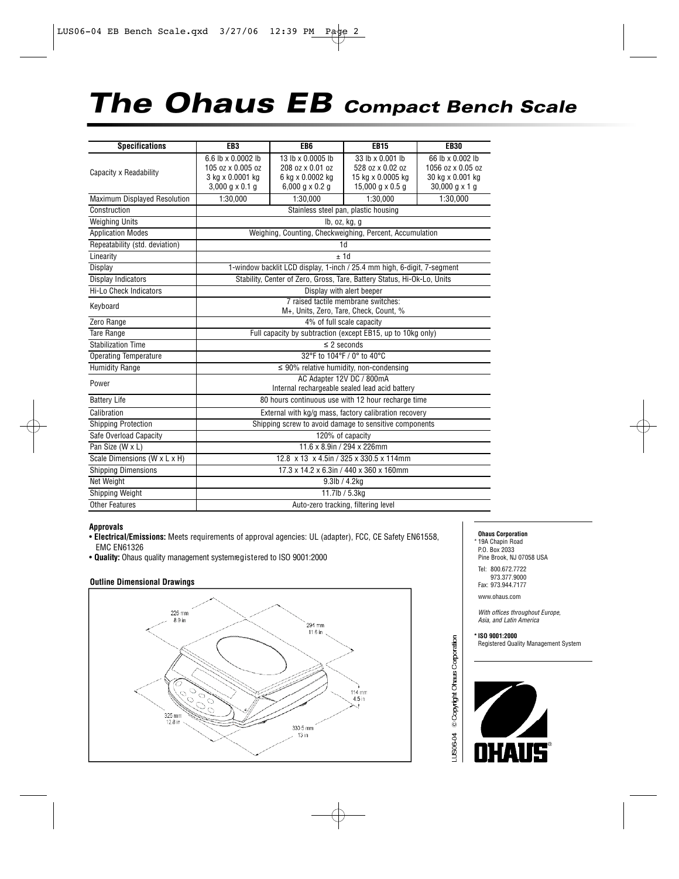# *The Ohaus EB Compact Bench Scale*

| Specifications | EB3 | EB6 | EB15 | EB30 |
| --- | --- | --- | --- | --- |
| Capacity x Readability | 6.6 lb x 0.0002 lb<br>105 oz x 0.005 oz<br>3 kg x 0.0001 kg<br>3,000 g x 0.1 g | 13 lb x 0.0005 lb<br>208 oz x 0.01 oz<br>6 kg x 0.0002 kg<br>6,000 g x 0.2 g | 33 lb x 0.001 lb<br>528 oz x 0.02 oz<br>15 kg x 0.0005 kg<br>15,000 g x 0.5 g | 66 lb x 0.002 lb<br>1056 oz x 0.05 oz<br>30 kg x 0.001 kg<br>30,000 g x 1 g |
| Maximum Displayed Resolution | 1:30,000 | 1:30,000 | 1:30,000 | 1:30,000 |
| Construction | Stainless steel pan, plastic housing | | | |
| Weighing Units | lb, oz, kg, g | | | |
| Application Modes | Weighing, Counting, Checkweighing, Percent, Accumulation | | | |
| Repeatability (std. deviation) | 1d | | | |
| Linearity | ± 1d | | | |
| Display | 1-window backlit LCD display, 1-inch / 25.4 mm high, 6-digit, 7-segment | | | |
| Display Indicators | Stability, Center of Zero, Gross, Tare, Battery Status, Hi-Ok-Lo, Units | | | |
| Hi-Lo Check Indicators | Display with alert beeper | | | |
| Keyboard | 7 raised tactile membrane switches:<br>M+, Units, Zero, Tare, Check, Count, % | | | |
| Zero Range | 4% of full scale capacity | | | |
| Tare Range | Full capacity by subtraction (except EB15, up to 10kg only) | | | |
| Stabilization Time | ≤ 2 seconds | | | |
| Operating Temperature | 32°F to 104°F / 0° to 40°C | | | |
| Humidity Range | ≤ 90% relative humidity, non-condensing | | | |
| Power | AC Adapter 12V DC / 800mA<br>Internal rechargeable sealed lead acid battery | | | |
| Battery Life | 80 hours continuous use with 12 hour recharge time | | | |
| Calibration | External with kg/g mass, factory calibration recovery | | | |
| Shipping Protection | Shipping screw to avoid damage to sensitive components | | | |
| Safe Overload Capacity | 120% of capacity | | | |
| Pan Size (W x L) | 11.6 x 8.9in / 294 x 226mm | | | |
| Scale Dimensions (W x L x H) | 12.8 x 13 x 4.5in / 325 x 330.5 x 114mm | | | |
| Shipping Dimensions | 17.3 x 14.2 x 6.3in / 440 x 360 x 160mm | | | |
| Net Weight | 9.3lb / 4.2kg | | | |
| Shipping Weight | 11.7lb / 5.3kg | | | |
| Other Features | Auto-zero tracking, filtering level | | | |

**Approvals**

- **Electrical/Emissions:** Meets requirements of approval agencies: UL (adapter), FCC, CE Safety EN61558, EMC EN61326
- **Quality:** Ohaus quality management system registered to ISO 9001:2000

**Outline Dimensional Drawings**

226 mm
8.9 in
294 mm
11.6 in
114 mm
4.5 in
325 mm
12.8 in
330.5 mm
13 in

**Ohaus Corporation**
* 19A Chapin Road
P.O. Box 2033
Pine Brook, NJ 07058 USA

Tel: 800.672.7722
973.377.9000
Fax: 973.944.7177

www.ohaus.com

*With offices throughout Europe, Asia, and Latin America*

*** ISO 9001:2000**
Registered Quality Management System

LUS06-04 © Copyright Ohaus Corporation

OHAUS®